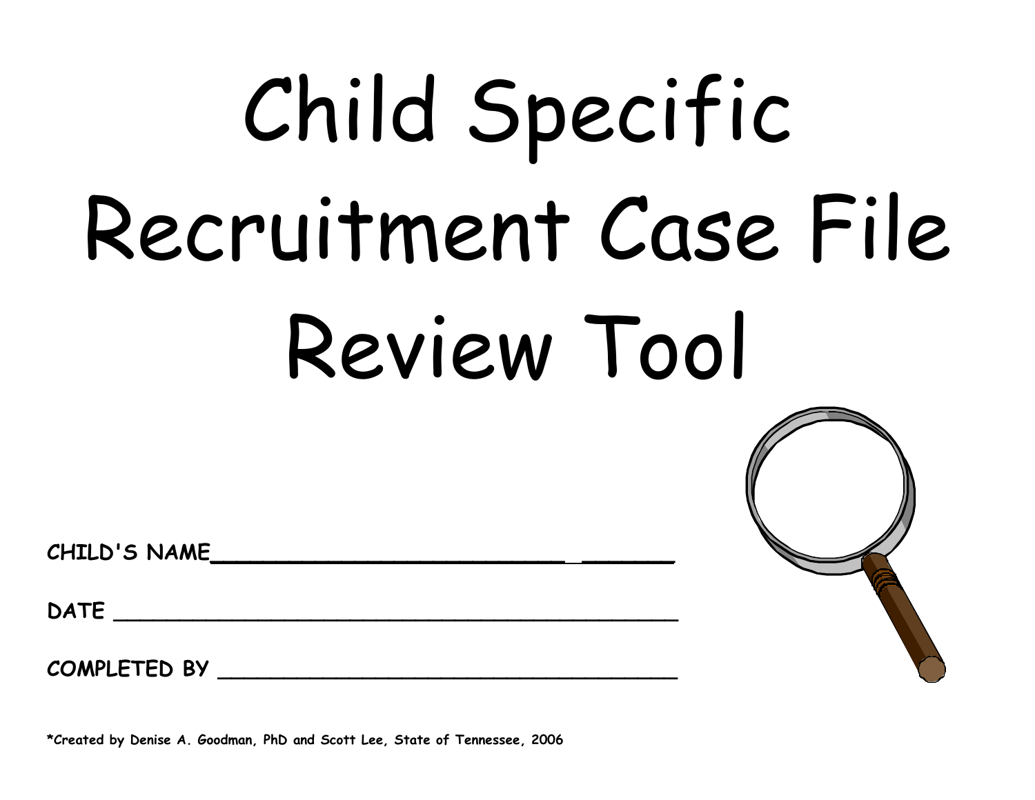# Child Specific Recruitment Case File Review Tool

**CHILD'S NAME**_________________________________

**DATE** _________________________________

**COMPLETED BY** _________________________________

***Created by Denise A. Goodman, PhD and Scott Lee, State of Tennessee, 2006**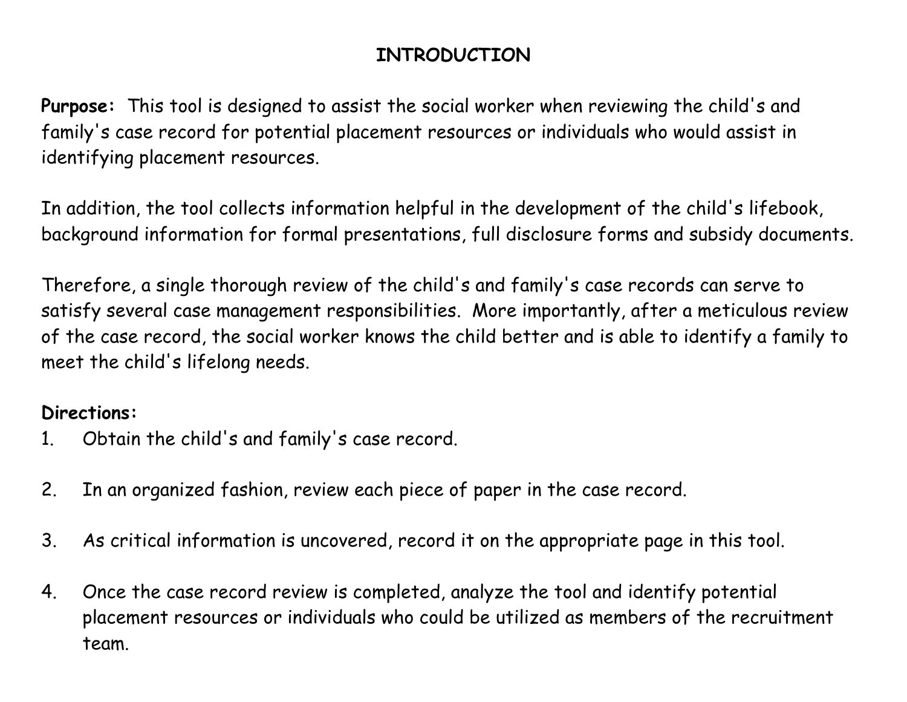# INTRODUCTION

**Purpose:** This tool is designed to assist the social worker when reviewing the child's and family's case record for potential placement resources or individuals who would assist in identifying placement resources.

In addition, the tool collects information helpful in the development of the child's lifebook, background information for formal presentations, full disclosure forms and subsidy documents.

Therefore, a single thorough review of the child's and family's case records can serve to satisfy several case management responsibilities. More importantly, after a meticulous review of the case record, the social worker knows the child better and is able to identify a family to meet the child's lifelong needs.

**Directions:**

1. Obtain the child's and family's case record.

2. In an organized fashion, review each piece of paper in the case record.

3. As critical information is uncovered, record it on the appropriate page in this tool.

4. Once the case record review is completed, analyze the tool and identify potential placement resources or individuals who could be utilized as members of the recruitment team.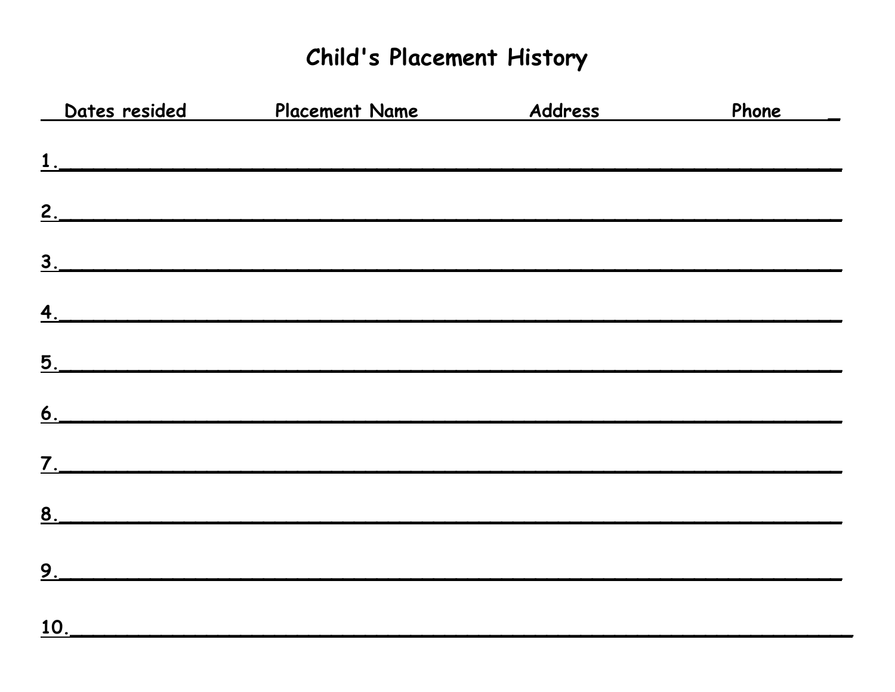# Child's Placement History

| | Dates resided | Placement Name | Address | Phone |
|---|---|---|---|---|
| 1. | | | | |
| 2. | | | | |
| 3. | | | | |
| 4. | | | | |
| 5. | | | | |
| 6. | | | | |
| 7. | | | | |
| 8. | | | | |
| 9. | | | | |
| 10. | | | | |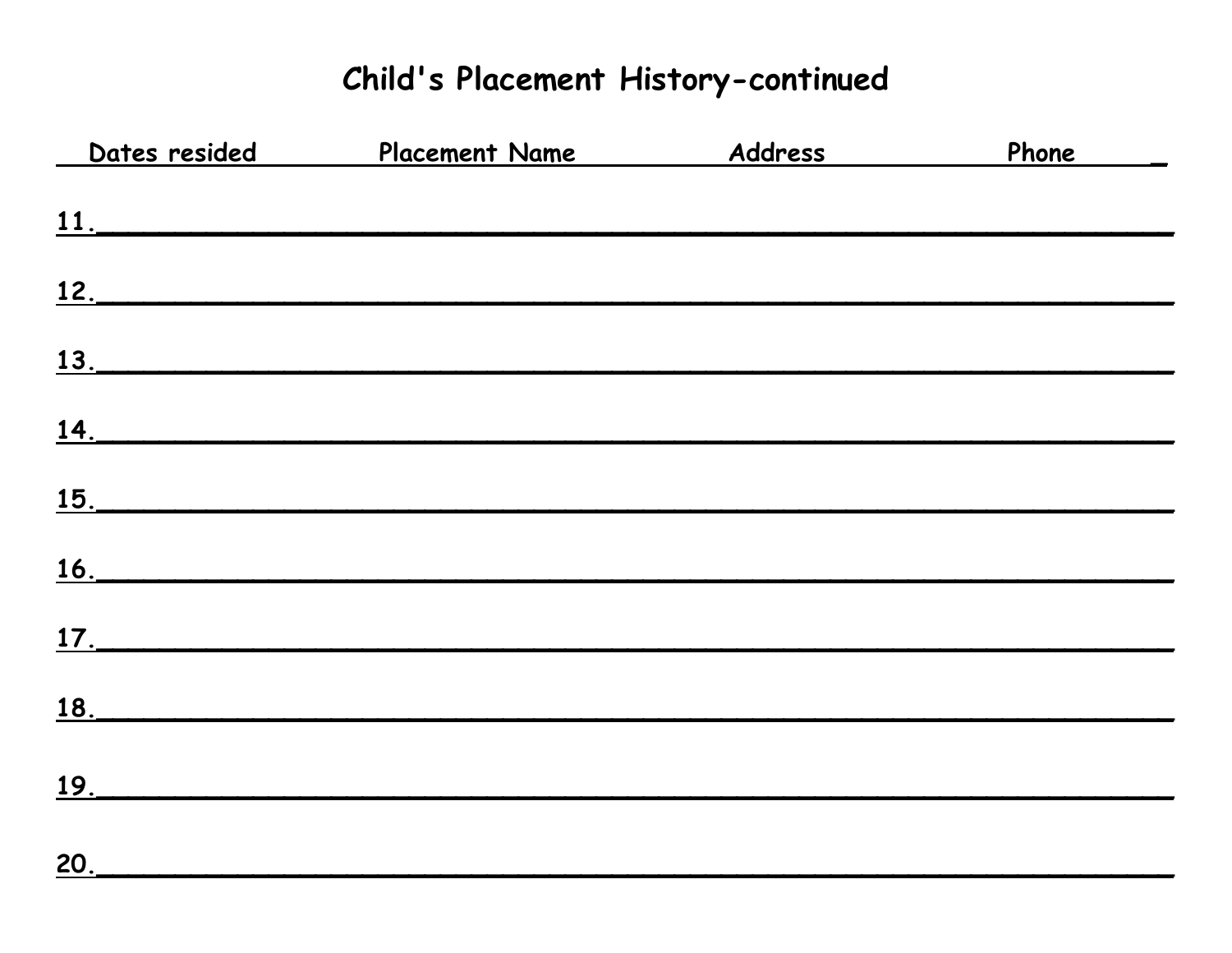# Child's Placement History-continued

| Dates resided | Placement Name | Address | Phone |
|---|---|---|---|
| 11. | | | |
| 12. | | | |
| 13. | | | |
| 14. | | | |
| 15. | | | |
| 16. | | | |
| 17. | | | |
| 18. | | | |
| 19. | | | |
| 20. | | | |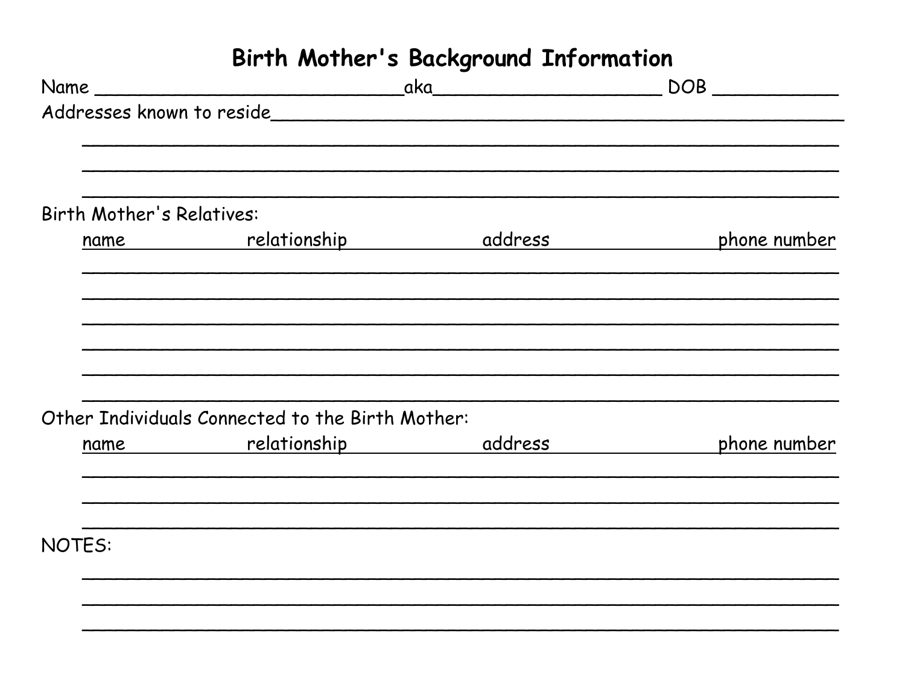# Birth Mother's Background Information

Name ____________________________aka_____________________ DOB ____________

Addresses known to reside_____________________________________________________

_____________________________________________________________________

_____________________________________________________________________

_____________________________________________________________________

Birth Mother's Relatives:

| name | relationship | address | phone number |
|---|---|---|---|
| | | | |
| | | | |
| | | | |
| | | | |
| | | | |
| | | | |

Other Individuals Connected to the Birth Mother:

| name | relationship | address | phone number |
|---|---|---|---|
| | | | |
| | | | |
| | | | |

NOTES:

_____________________________________________________________________

_____________________________________________________________________

_____________________________________________________________________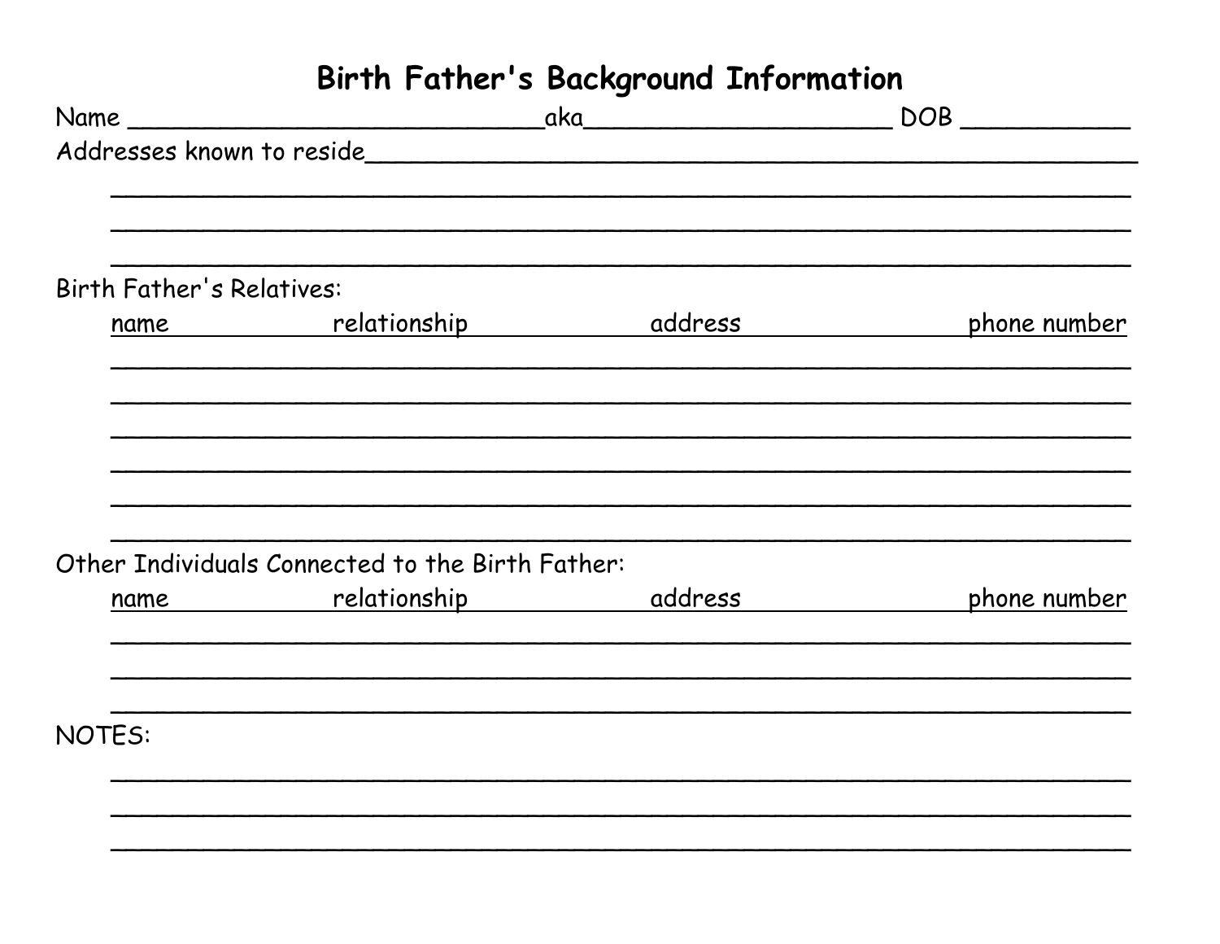# Birth Father's Background Information

Name ____________________________aka____________________ DOB ___________

Addresses known to reside___________________________________________________

______________________________________________________________________

______________________________________________________________________

______________________________________________________________________

Birth Father's Relatives:

| name | relationship | address | phone number |
|---|---|---|---|
| | | | |
| | | | |
| | | | |
| | | | |
| | | | |
| | | | |

Other Individuals Connected to the Birth Father:

| name | relationship | address | phone number |
|---|---|---|---|
| | | | |
| | | | |
| | | | |

NOTES:

______________________________________________________________________

______________________________________________________________________

______________________________________________________________________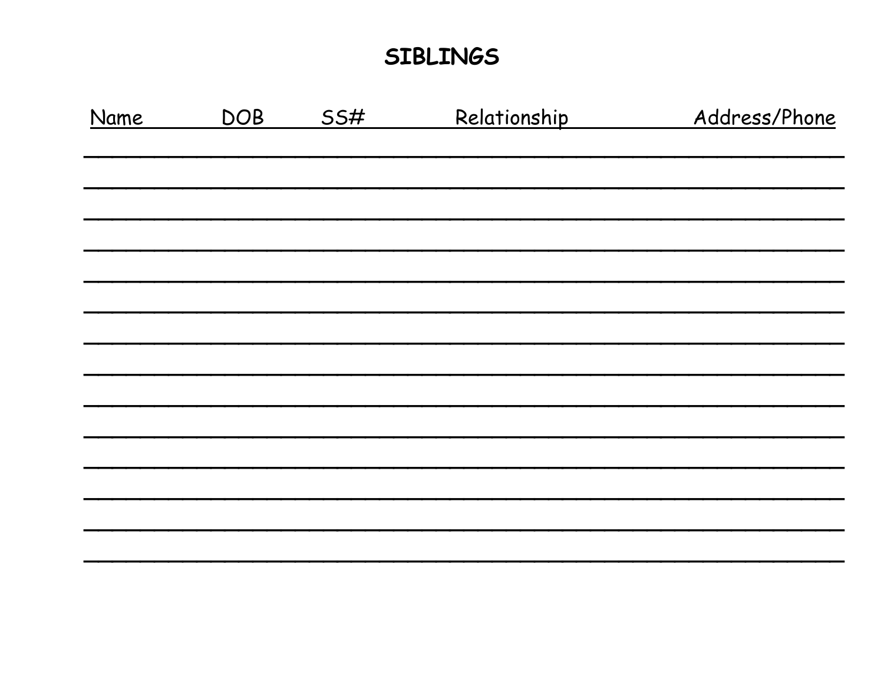# SIBLINGS

| Name | DOB | SS# | Relationship | Address/Phone |
| --- | --- | --- | --- | --- |
| | | | | |
| | | | | |
| | | | | |
| | | | | |
| | | | | |
| | | | | |
| | | | | |
| | | | | |
| | | | | |
| | | | | |
| | | | | |
| | | | | |
| | | | | |
| | | | | |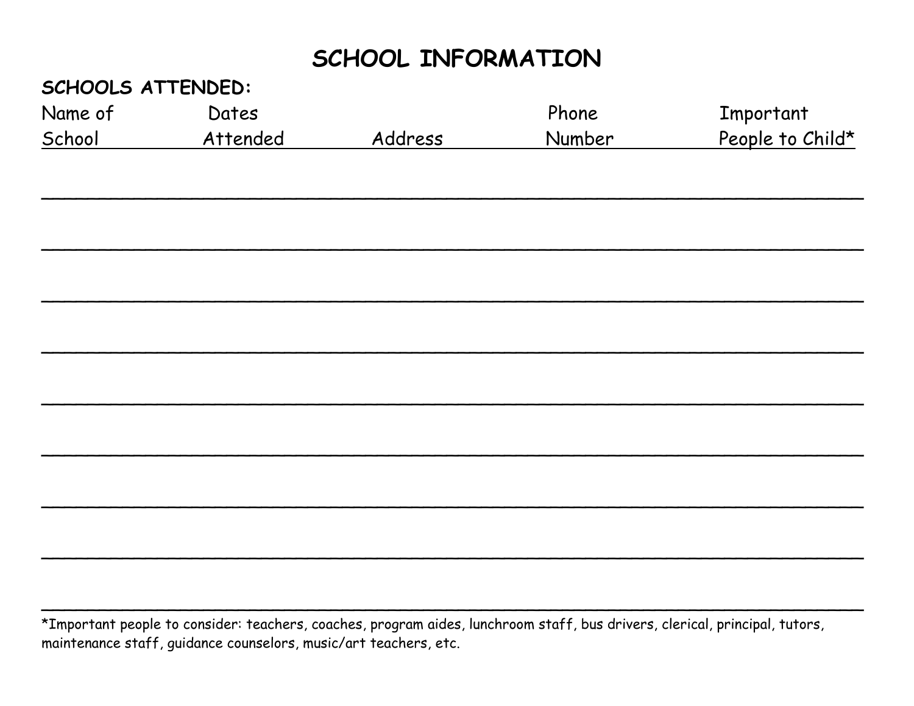# SCHOOL INFORMATION

**SCHOOLS ATTENDED:**

| Name of School | Dates Attended | Address | Phone Number | Important People to Child* |
|---|---|---|---|---|
| | | | | |
| | | | | |
| | | | | |
| | | | | |
| | | | | |
| | | | | |
| | | | | |
| | | | | |
| | | | | |

*Important people to consider: teachers, coaches, program aides, lunchroom staff, bus drivers, clerical, principal, tutors, maintenance staff, guidance counselors, music/art teachers, etc.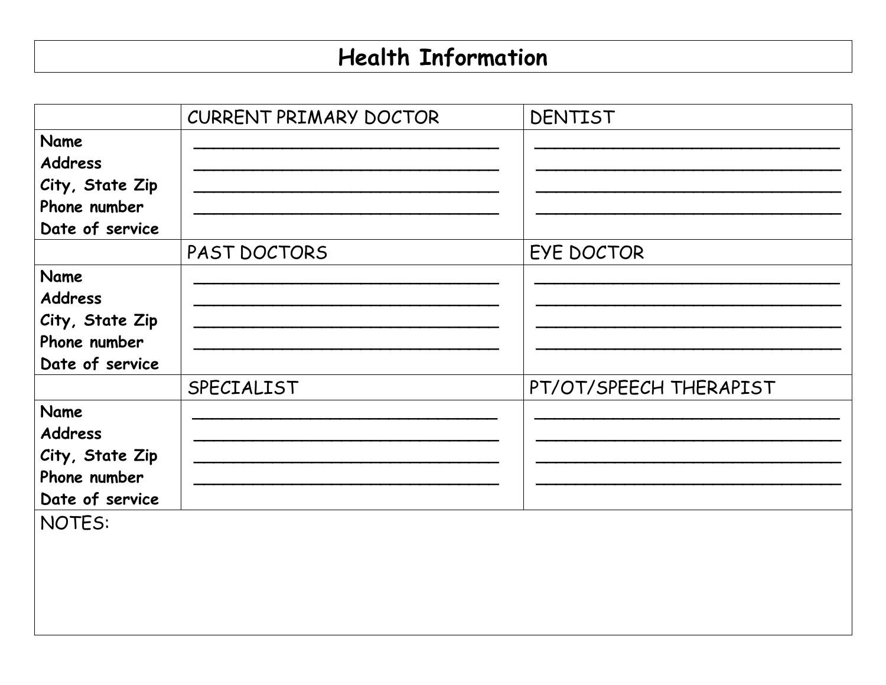# Health Information

| | CURRENT PRIMARY DOCTOR | DENTIST |
|---|---|---|
| **Name**<br>**Address**<br>**City, State Zip**<br>**Phone number**<br>**Date of service** | ______________________________<br>______________________________<br>______________________________<br>______________________________ | ______________________________<br>______________________________<br>______________________________<br>______________________________ |
| | PAST DOCTORS | EYE DOCTOR |
| **Name**<br>**Address**<br>**City, State Zip**<br>**Phone number**<br>**Date of service** | ______________________________<br>______________________________<br>______________________________<br>______________________________ | ______________________________<br>______________________________<br>______________________________<br>______________________________ |
| | SPECIALIST | PT/OT/SPEECH THERAPIST |
| **Name**<br>**Address**<br>**City, State Zip**<br>**Phone number**<br>**Date of service** | ______________________________<br>______________________________<br>______________________________<br>______________________________ | ______________________________<br>______________________________<br>______________________________<br>______________________________ |

NOTES: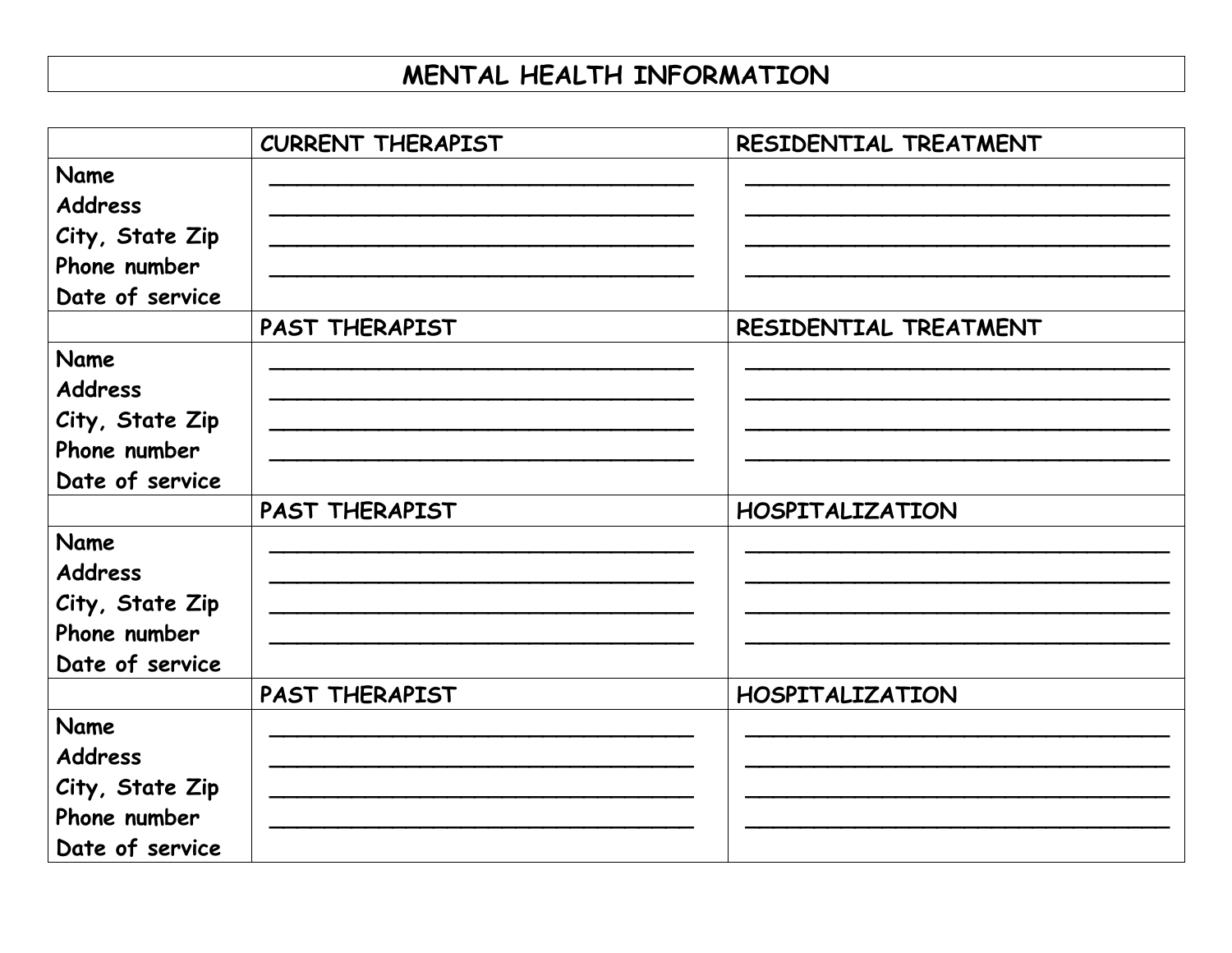# MENTAL HEALTH INFORMATION

| | CURRENT THERAPIST | RESIDENTIAL TREATMENT |
|---|---|---|
| Name<br>Address<br>City, State Zip<br>Phone number<br>Date of service | \_\_\_\_\_\_\_\_\_\_\_\_\_\_\_\_\_\_\_\_\_\_\_\_\_\_\_\_\_\_<br>\_\_\_\_\_\_\_\_\_\_\_\_\_\_\_\_\_\_\_\_\_\_\_\_\_\_\_\_\_\_<br>\_\_\_\_\_\_\_\_\_\_\_\_\_\_\_\_\_\_\_\_\_\_\_\_\_\_\_\_\_\_<br>\_\_\_\_\_\_\_\_\_\_\_\_\_\_\_\_\_\_\_\_\_\_\_\_\_\_\_\_\_\_ | \_\_\_\_\_\_\_\_\_\_\_\_\_\_\_\_\_\_\_\_\_\_\_\_\_\_\_\_\_\_<br>\_\_\_\_\_\_\_\_\_\_\_\_\_\_\_\_\_\_\_\_\_\_\_\_\_\_\_\_\_\_<br>\_\_\_\_\_\_\_\_\_\_\_\_\_\_\_\_\_\_\_\_\_\_\_\_\_\_\_\_\_\_<br>\_\_\_\_\_\_\_\_\_\_\_\_\_\_\_\_\_\_\_\_\_\_\_\_\_\_\_\_\_\_ |
| | PAST THERAPIST | RESIDENTIAL TREATMENT |
| Name<br>Address<br>City, State Zip<br>Phone number<br>Date of service | \_\_\_\_\_\_\_\_\_\_\_\_\_\_\_\_\_\_\_\_\_\_\_\_\_\_\_\_\_\_<br>\_\_\_\_\_\_\_\_\_\_\_\_\_\_\_\_\_\_\_\_\_\_\_\_\_\_\_\_\_\_<br>\_\_\_\_\_\_\_\_\_\_\_\_\_\_\_\_\_\_\_\_\_\_\_\_\_\_\_\_\_\_<br>\_\_\_\_\_\_\_\_\_\_\_\_\_\_\_\_\_\_\_\_\_\_\_\_\_\_\_\_\_\_ | \_\_\_\_\_\_\_\_\_\_\_\_\_\_\_\_\_\_\_\_\_\_\_\_\_\_\_\_\_\_<br>\_\_\_\_\_\_\_\_\_\_\_\_\_\_\_\_\_\_\_\_\_\_\_\_\_\_\_\_\_\_<br>\_\_\_\_\_\_\_\_\_\_\_\_\_\_\_\_\_\_\_\_\_\_\_\_\_\_\_\_\_\_<br>\_\_\_\_\_\_\_\_\_\_\_\_\_\_\_\_\_\_\_\_\_\_\_\_\_\_\_\_\_\_ |
| | PAST THERAPIST | HOSPITALIZATION |
| Name<br>Address<br>City, State Zip<br>Phone number<br>Date of service | \_\_\_\_\_\_\_\_\_\_\_\_\_\_\_\_\_\_\_\_\_\_\_\_\_\_\_\_\_\_<br>\_\_\_\_\_\_\_\_\_\_\_\_\_\_\_\_\_\_\_\_\_\_\_\_\_\_\_\_\_\_<br>\_\_\_\_\_\_\_\_\_\_\_\_\_\_\_\_\_\_\_\_\_\_\_\_\_\_\_\_\_\_<br>\_\_\_\_\_\_\_\_\_\_\_\_\_\_\_\_\_\_\_\_\_\_\_\_\_\_\_\_\_\_ | \_\_\_\_\_\_\_\_\_\_\_\_\_\_\_\_\_\_\_\_\_\_\_\_\_\_\_\_\_\_<br>\_\_\_\_\_\_\_\_\_\_\_\_\_\_\_\_\_\_\_\_\_\_\_\_\_\_\_\_\_\_<br>\_\_\_\_\_\_\_\_\_\_\_\_\_\_\_\_\_\_\_\_\_\_\_\_\_\_\_\_\_\_<br>\_\_\_\_\_\_\_\_\_\_\_\_\_\_\_\_\_\_\_\_\_\_\_\_\_\_\_\_\_\_ |
| | PAST THERAPIST | HOSPITALIZATION |
| Name<br>Address<br>City, State Zip<br>Phone number<br>Date of service | \_\_\_\_\_\_\_\_\_\_\_\_\_\_\_\_\_\_\_\_\_\_\_\_\_\_\_\_\_\_<br>\_\_\_\_\_\_\_\_\_\_\_\_\_\_\_\_\_\_\_\_\_\_\_\_\_\_\_\_\_\_<br>\_\_\_\_\_\_\_\_\_\_\_\_\_\_\_\_\_\_\_\_\_\_\_\_\_\_\_\_\_\_<br>\_\_\_\_\_\_\_\_\_\_\_\_\_\_\_\_\_\_\_\_\_\_\_\_\_\_\_\_\_\_ | \_\_\_\_\_\_\_\_\_\_\_\_\_\_\_\_\_\_\_\_\_\_\_\_\_\_\_\_\_\_<br>\_\_\_\_\_\_\_\_\_\_\_\_\_\_\_\_\_\_\_\_\_\_\_\_\_\_\_\_\_\_<br>\_\_\_\_\_\_\_\_\_\_\_\_\_\_\_\_\_\_\_\_\_\_\_\_\_\_\_\_\_\_<br>\_\_\_\_\_\_\_\_\_\_\_\_\_\_\_\_\_\_\_\_\_\_\_\_\_\_\_\_\_\_ |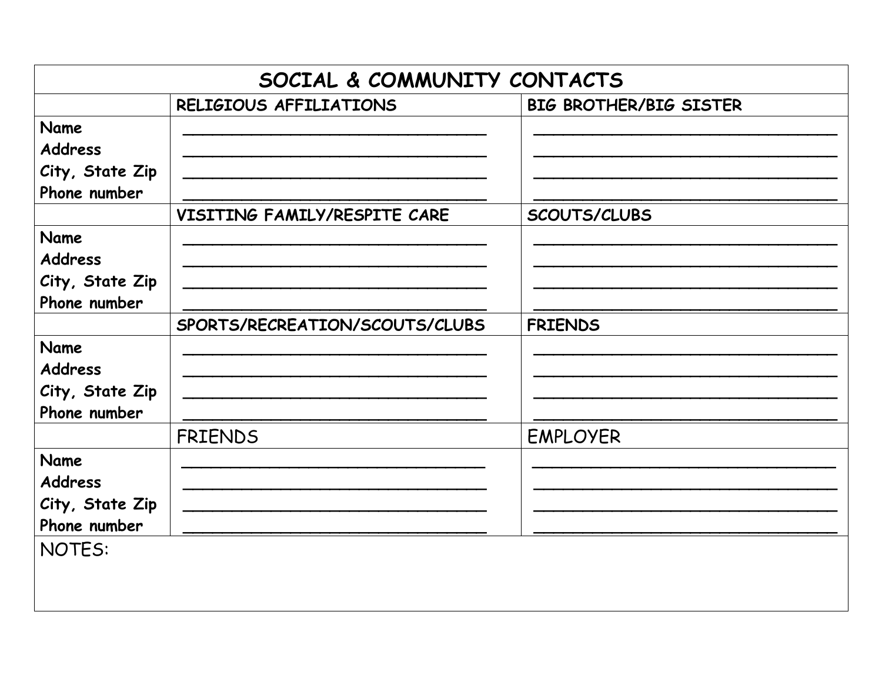# SOCIAL & COMMUNITY CONTACTS

| | RELIGIOUS AFFILIATIONS | BIG BROTHER/BIG SISTER |
|---|---|---|
| Name<br>Address<br>City, State Zip<br>Phone number | ______________________________<br>______________________________<br>______________________________<br>______________________________ | ______________________________<br>______________________________<br>______________________________<br>______________________________ |
| | VISITING FAMILY/RESPITE CARE | SCOUTS/CLUBS |
| Name<br>Address<br>City, State Zip<br>Phone number | ______________________________<br>______________________________<br>______________________________<br>______________________________ | ______________________________<br>______________________________<br>______________________________<br>______________________________ |
| | SPORTS/RECREATION/SCOUTS/CLUBS | FRIENDS |
| Name<br>Address<br>City, State Zip<br>Phone number | ______________________________<br>______________________________<br>______________________________<br>______________________________ | ______________________________<br>______________________________<br>______________________________<br>______________________________ |
| | FRIENDS | EMPLOYER |
| Name<br>Address<br>City, State Zip<br>Phone number | ______________________________<br>______________________________<br>______________________________<br>______________________________ | ______________________________<br>______________________________<br>______________________________<br>______________________________ |

NOTES: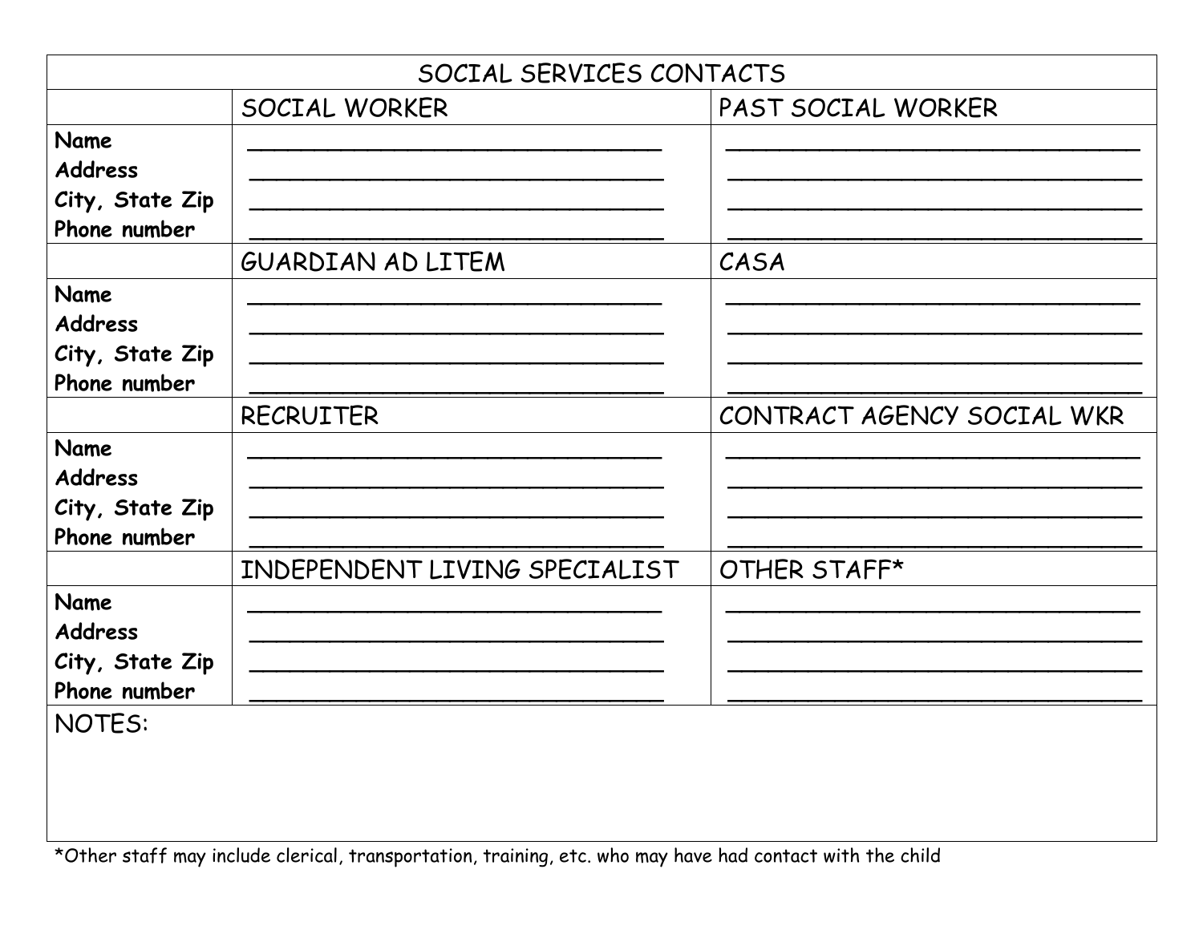| SOCIAL SERVICES CONTACTS | | |
|---|---|---|
| | SOCIAL WORKER | PAST SOCIAL WORKER |
| **Name**<br>**Address**<br>**City, State Zip**<br>**Phone number** | ______________________________<br>______________________________<br>______________________________<br>______________________________ | ______________________________<br>______________________________<br>______________________________<br>______________________________ |
| | GUARDIAN AD LITEM | CASA |
| **Name**<br>**Address**<br>**City, State Zip**<br>**Phone number** | ______________________________<br>______________________________<br>______________________________<br>______________________________ | ______________________________<br>______________________________<br>______________________________<br>______________________________ |
| | RECRUITER | CONTRACT AGENCY SOCIAL WKR |
| **Name**<br>**Address**<br>**City, State Zip**<br>**Phone number** | ______________________________<br>______________________________<br>______________________________<br>______________________________ | ______________________________<br>______________________________<br>______________________________<br>______________________________ |
| | INDEPENDENT LIVING SPECIALIST | OTHER STAFF* |
| **Name**<br>**Address**<br>**City, State Zip**<br>**Phone number** | ______________________________<br>______________________________<br>______________________________<br>______________________________ | ______________________________<br>______________________________<br>______________________________<br>______________________________ |
| NOTES: | | |

*Other staff may include clerical, transportation, training, etc. who may have had contact with the child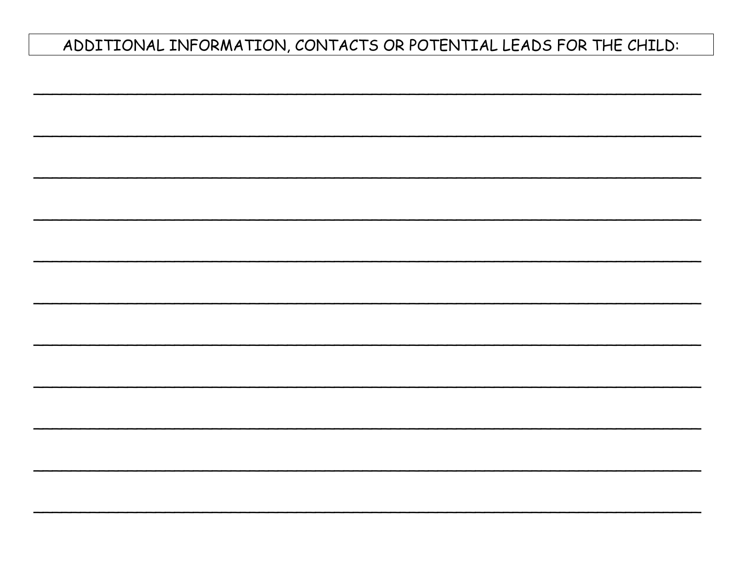ADDITIONAL INFORMATION, CONTACTS OR POTENTIAL LEADS FOR THE CHILD:

___________________________________________________________________________

___________________________________________________________________________

___________________________________________________________________________

___________________________________________________________________________

___________________________________________________________________________

___________________________________________________________________________

___________________________________________________________________________

___________________________________________________________________________

___________________________________________________________________________

___________________________________________________________________________

___________________________________________________________________________